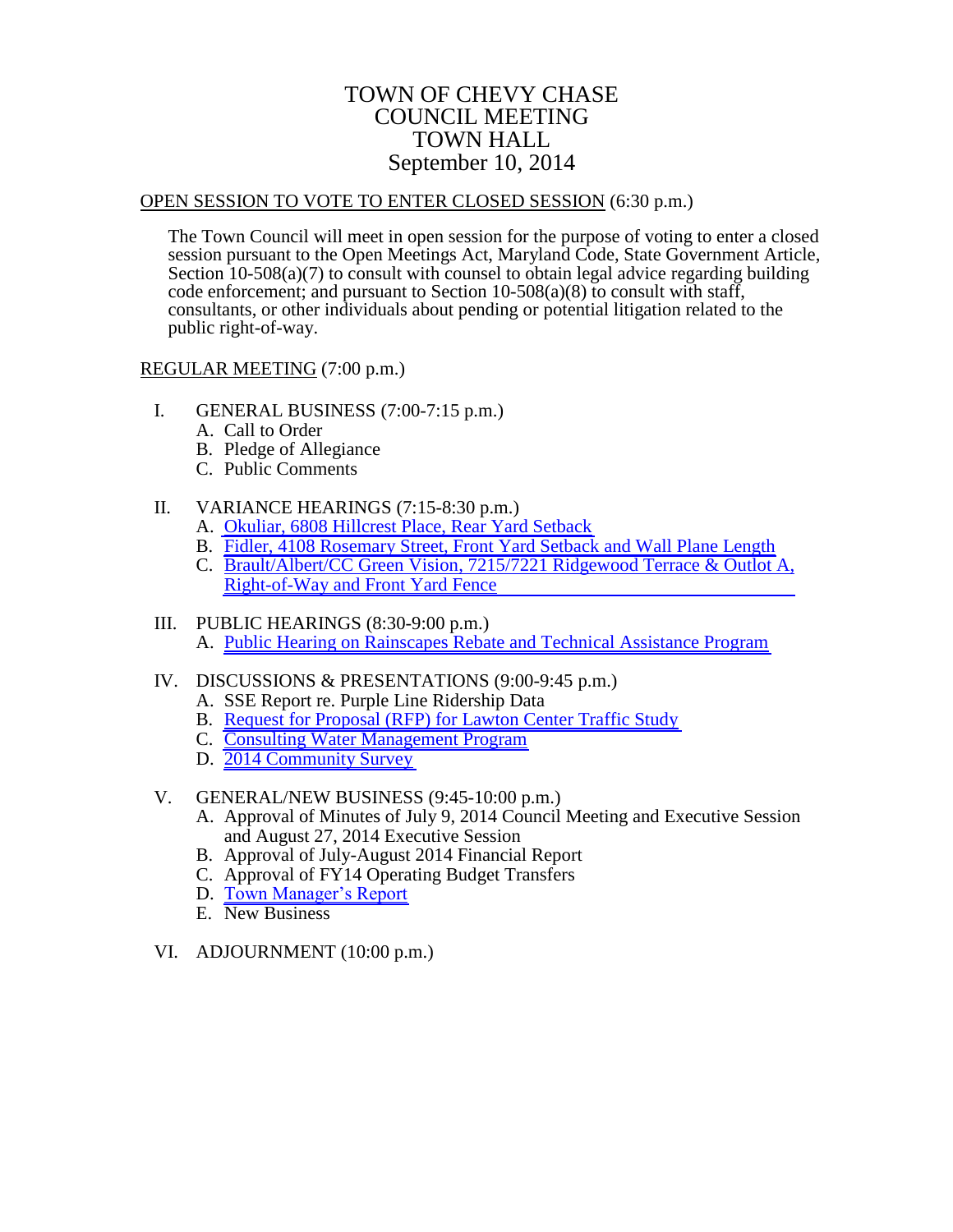# TOWN OF CHEVY CHASE
# COUNCIL MEETING
# TOWN HALL
# September 10, 2014

OPEN SESSION TO VOTE TO ENTER CLOSED SESSION (6:30 p.m.)

The Town Council will meet in open session for the purpose of voting to enter a closed session pursuant to the Open Meetings Act, Maryland Code, State Government Article, Section 10-508(a)(7) to consult with counsel to obtain legal advice regarding building code enforcement; and pursuant to Section 10-508(a)(8) to consult with staff, consultants, or other individuals about pending or potential litigation related to the public right-of-way.

REGULAR MEETING (7:00 p.m.)

I. GENERAL BUSINESS (7:00-7:15 p.m.)
   A. Call to Order
   B. Pledge of Allegiance
   C. Public Comments

II. VARIANCE HEARINGS (7:15-8:30 p.m.)
   A. Okuliar, 6808 Hillcrest Place, Rear Yard Setback
   B. Fidler, 4108 Rosemary Street, Front Yard Setback and Wall Plane Length
   C. Brault/Albert/CC Green Vision, 7215/7221 Ridgewood Terrace & Outlot A, Right-of-Way and Front Yard Fence

III. PUBLIC HEARINGS (8:30-9:00 p.m.)
   A. Public Hearing on Rainscapes Rebate and Technical Assistance Program

IV. DISCUSSIONS & PRESENTATIONS (9:00-9:45 p.m.)
   A. SSE Report re. Purple Line Ridership Data
   B. Request for Proposal (RFP) for Lawton Center Traffic Study
   C. Consulting Water Management Program
   D. 2014 Community Survey

V. GENERAL/NEW BUSINESS (9:45-10:00 p.m.)
   A. Approval of Minutes of July 9, 2014 Council Meeting and Executive Session and August 27, 2014 Executive Session
   B. Approval of July-August 2014 Financial Report
   C. Approval of FY14 Operating Budget Transfers
   D. Town Manager's Report
   E. New Business

VI. ADJOURNMENT (10:00 p.m.)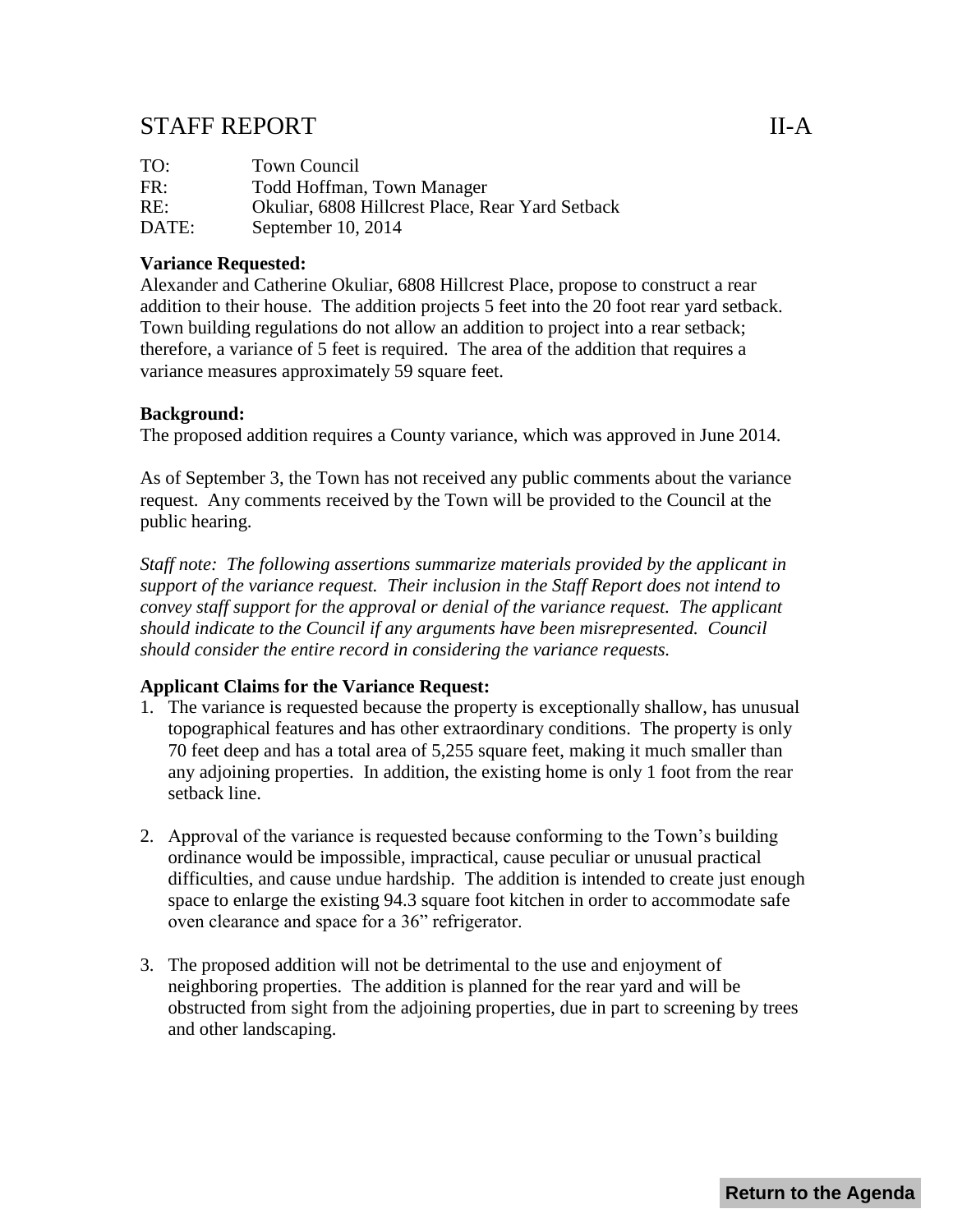# STAFF REPORT II-A

TO: Town Council
FR: Todd Hoffman, Town Manager
RE: Okuliar, 6808 Hillcrest Place, Rear Yard Setback
DATE: September 10, 2014

**Variance Requested:**
Alexander and Catherine Okuliar, 6808 Hillcrest Place, propose to construct a rear addition to their house. The addition projects 5 feet into the 20 foot rear yard setback. Town building regulations do not allow an addition to project into a rear setback; therefore, a variance of 5 feet is required. The area of the addition that requires a variance measures approximately 59 square feet.

**Background:**
The proposed addition requires a County variance, which was approved in June 2014.

As of September 3, the Town has not received any public comments about the variance request. Any comments received by the Town will be provided to the Council at the public hearing.

*Staff note: The following assertions summarize materials provided by the applicant in support of the variance request. Their inclusion in the Staff Report does not intend to convey staff support for the approval or denial of the variance request. The applicant should indicate to the Council if any arguments have been misrepresented. Council should consider the entire record in considering the variance requests.*

**Applicant Claims for the Variance Request:**

1. The variance is requested because the property is exceptionally shallow, has unusual topographical features and has other extraordinary conditions. The property is only 70 feet deep and has a total area of 5,255 square feet, making it much smaller than any adjoining properties. In addition, the existing home is only 1 foot from the rear setback line.

2. Approval of the variance is requested because conforming to the Town's building ordinance would be impossible, impractical, cause peculiar or unusual practical difficulties, and cause undue hardship. The addition is intended to create just enough space to enlarge the existing 94.3 square foot kitchen in order to accommodate safe oven clearance and space for a 36" refrigerator.

3. The proposed addition will not be detrimental to the use and enjoyment of neighboring properties. The addition is planned for the rear yard and will be obstructed from sight from the adjoining properties, due in part to screening by trees and other landscaping.

Return to the Agenda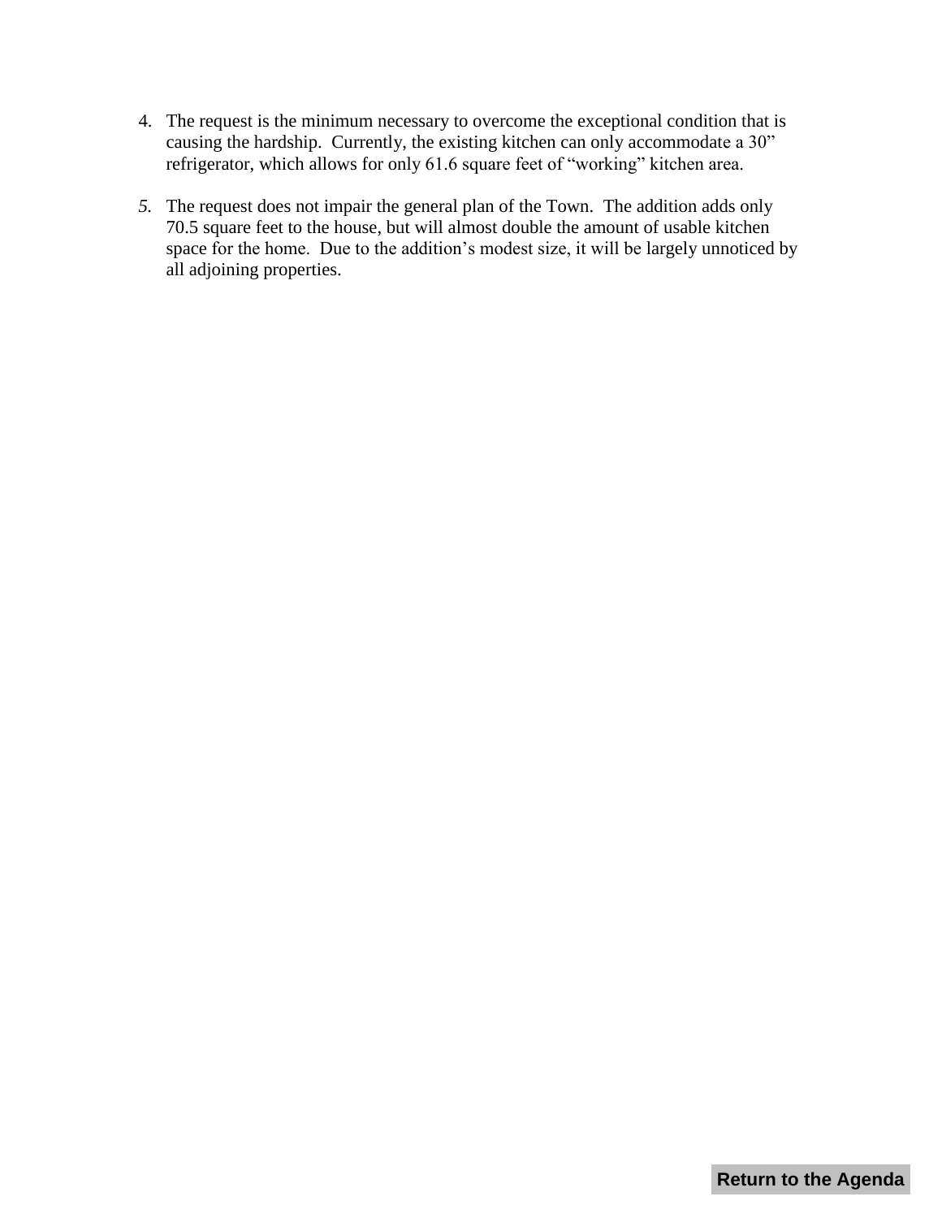4. The request is the minimum necessary to overcome the exceptional condition that is causing the hardship. Currently, the existing kitchen can only accommodate a 30" refrigerator, which allows for only 61.6 square feet of "working" kitchen area.

5. The request does not impair the general plan of the Town. The addition adds only 70.5 square feet to the house, but will almost double the amount of usable kitchen space for the home. Due to the addition's modest size, it will be largely unnoticed by all adjoining properties.

**Return to the Agenda**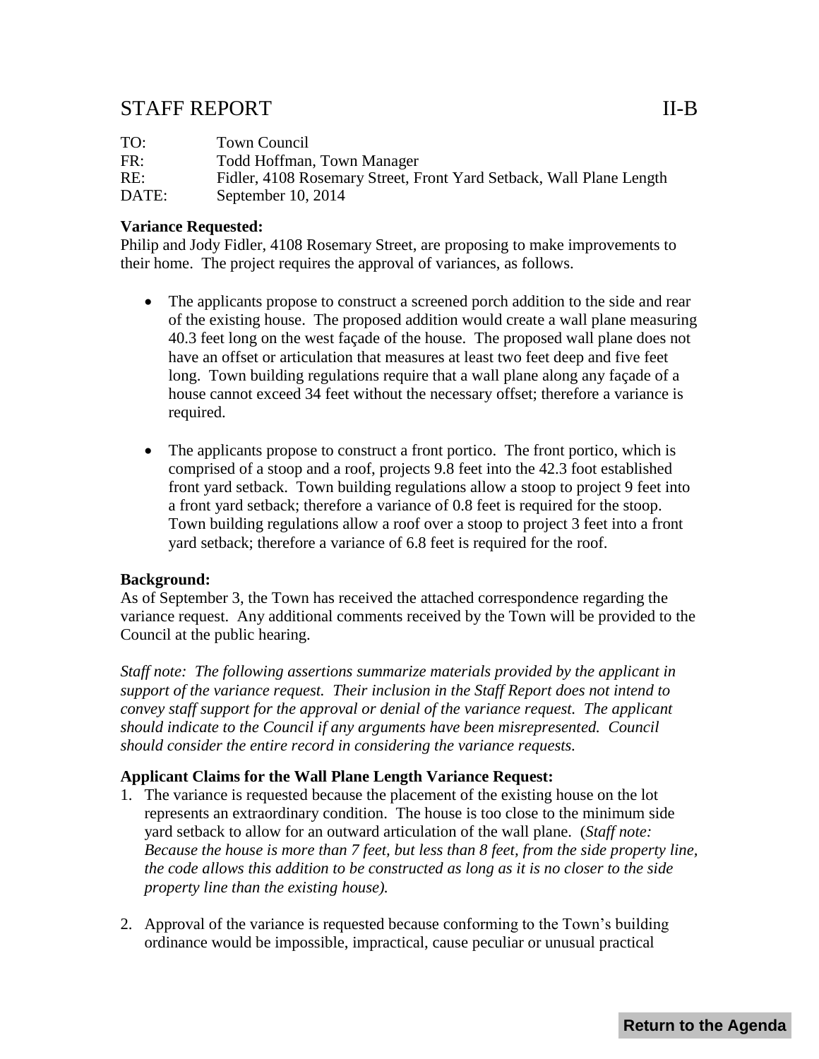# STAFF REPORT II-B

TO: Town Council
FR: Todd Hoffman, Town Manager
RE: Fidler, 4108 Rosemary Street, Front Yard Setback, Wall Plane Length
DATE: September 10, 2014

**Variance Requested:**
Philip and Jody Fidler, 4108 Rosemary Street, are proposing to make improvements to their home. The project requires the approval of variances, as follows.

- The applicants propose to construct a screened porch addition to the side and rear of the existing house. The proposed addition would create a wall plane measuring 40.3 feet long on the west façade of the house. The proposed wall plane does not have an offset or articulation that measures at least two feet deep and five feet long. Town building regulations require that a wall plane along any façade of a house cannot exceed 34 feet without the necessary offset; therefore a variance is required.

- The applicants propose to construct a front portico. The front portico, which is comprised of a stoop and a roof, projects 9.8 feet into the 42.3 foot established front yard setback. Town building regulations allow a stoop to project 9 feet into a front yard setback; therefore a variance of 0.8 feet is required for the stoop. Town building regulations allow a roof over a stoop to project 3 feet into a front yard setback; therefore a variance of 6.8 feet is required for the roof.

**Background:**
As of September 3, the Town has received the attached correspondence regarding the variance request. Any additional comments received by the Town will be provided to the Council at the public hearing.

*Staff note: The following assertions summarize materials provided by the applicant in support of the variance request. Their inclusion in the Staff Report does not intend to convey staff support for the approval or denial of the variance request. The applicant should indicate to the Council if any arguments have been misrepresented. Council should consider the entire record in considering the variance requests.*

**Applicant Claims for the Wall Plane Length Variance Request:**

1. The variance is requested because the placement of the existing house on the lot represents an extraordinary condition. The house is too close to the minimum side yard setback to allow for an outward articulation of the wall plane. (*Staff note: Because the house is more than 7 feet, but less than 8 feet, from the side property line, the code allows this addition to be constructed as long as it is no closer to the side property line than the existing house).*

2. Approval of the variance is requested because conforming to the Town's building ordinance would be impossible, impractical, cause peculiar or unusual practical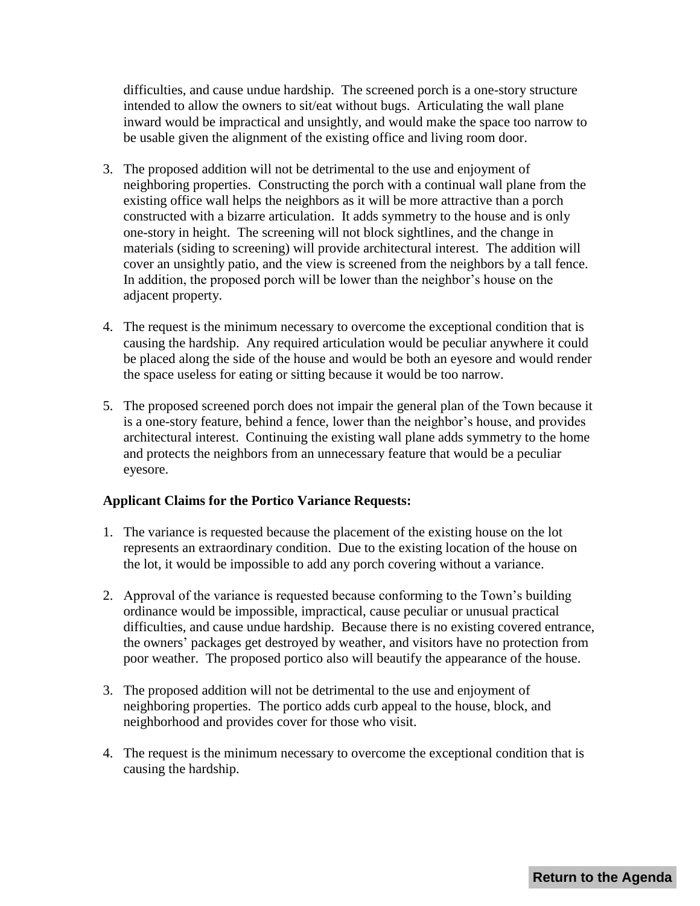difficulties, and cause undue hardship. The screened porch is a one-story structure intended to allow the owners to sit/eat without bugs. Articulating the wall plane inward would be impractical and unsightly, and would make the space too narrow to be usable given the alignment of the existing office and living room door.

3. The proposed addition will not be detrimental to the use and enjoyment of neighboring properties. Constructing the porch with a continual wall plane from the existing office wall helps the neighbors as it will be more attractive than a porch constructed with a bizarre articulation. It adds symmetry to the house and is only one-story in height. The screening will not block sightlines, and the change in materials (siding to screening) will provide architectural interest. The addition will cover an unsightly patio, and the view is screened from the neighbors by a tall fence. In addition, the proposed porch will be lower than the neighbor's house on the adjacent property.

4. The request is the minimum necessary to overcome the exceptional condition that is causing the hardship. Any required articulation would be peculiar anywhere it could be placed along the side of the house and would be both an eyesore and would render the space useless for eating or sitting because it would be too narrow.

5. The proposed screened porch does not impair the general plan of the Town because it is a one-story feature, behind a fence, lower than the neighbor's house, and provides architectural interest. Continuing the existing wall plane adds symmetry to the home and protects the neighbors from an unnecessary feature that would be a peculiar eyesore.

**Applicant Claims for the Portico Variance Requests:**

1. The variance is requested because the placement of the existing house on the lot represents an extraordinary condition. Due to the existing location of the house on the lot, it would be impossible to add any porch covering without a variance.

2. Approval of the variance is requested because conforming to the Town's building ordinance would be impossible, impractical, cause peculiar or unusual practical difficulties, and cause undue hardship. Because there is no existing covered entrance, the owners' packages get destroyed by weather, and visitors have no protection from poor weather. The proposed portico also will beautify the appearance of the house.

3. The proposed addition will not be detrimental to the use and enjoyment of neighboring properties. The portico adds curb appeal to the house, block, and neighborhood and provides cover for those who visit.

4. The request is the minimum necessary to overcome the exceptional condition that is causing the hardship.

**Return to the Agenda**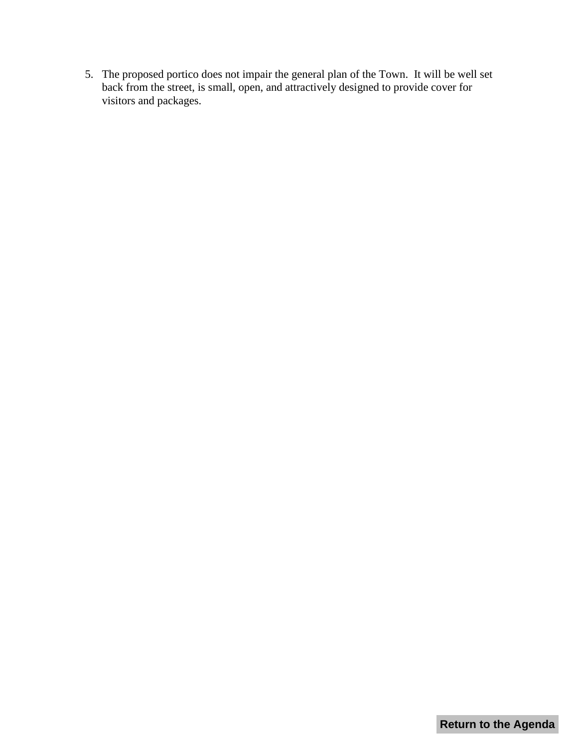5. The proposed portico does not impair the general plan of the Town. It will be well set back from the street, is small, open, and attractively designed to provide cover for visitors and packages.

**Return to the Agenda**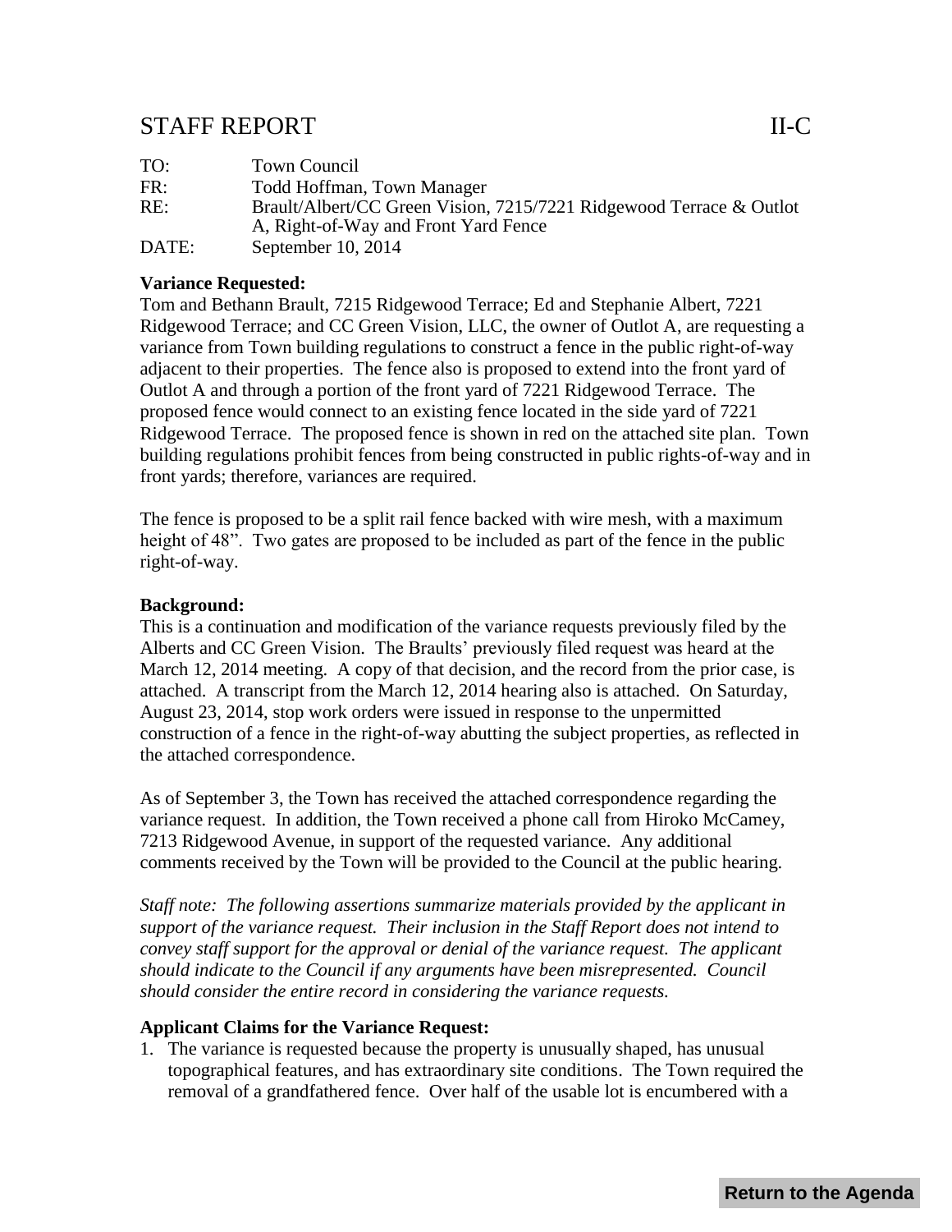# STAFF REPORT II-C

| | |
|---|---|
| TO: | Town Council |
| FR: | Todd Hoffman, Town Manager |
| RE: | Brault/Albert/CC Green Vision, 7215/7221 Ridgewood Terrace & Outlot A, Right-of-Way and Front Yard Fence |
| DATE: | September 10, 2014 |

**Variance Requested:**

Tom and Bethann Brault, 7215 Ridgewood Terrace; Ed and Stephanie Albert, 7221 Ridgewood Terrace; and CC Green Vision, LLC, the owner of Outlot A, are requesting a variance from Town building regulations to construct a fence in the public right-of-way adjacent to their properties. The fence also is proposed to extend into the front yard of Outlot A and through a portion of the front yard of 7221 Ridgewood Terrace. The proposed fence would connect to an existing fence located in the side yard of 7221 Ridgewood Terrace. The proposed fence is shown in red on the attached site plan. Town building regulations prohibit fences from being constructed in public rights-of-way and in front yards; therefore, variances are required.

The fence is proposed to be a split rail fence backed with wire mesh, with a maximum height of 48". Two gates are proposed to be included as part of the fence in the public right-of-way.

**Background:**

This is a continuation and modification of the variance requests previously filed by the Alberts and CC Green Vision. The Braults' previously filed request was heard at the March 12, 2014 meeting. A copy of that decision, and the record from the prior case, is attached. A transcript from the March 12, 2014 hearing also is attached. On Saturday, August 23, 2014, stop work orders were issued in response to the unpermitted construction of a fence in the right-of-way abutting the subject properties, as reflected in the attached correspondence.

As of September 3, the Town has received the attached correspondence regarding the variance request. In addition, the Town received a phone call from Hiroko McCamey, 7213 Ridgewood Avenue, in support of the requested variance. Any additional comments received by the Town will be provided to the Council at the public hearing.

*Staff note: The following assertions summarize materials provided by the applicant in support of the variance request. Their inclusion in the Staff Report does not intend to convey staff support for the approval or denial of the variance request. The applicant should indicate to the Council if any arguments have been misrepresented. Council should consider the entire record in considering the variance requests.*

**Applicant Claims for the Variance Request:**

1. The variance is requested because the property is unusually shaped, has unusual topographical features, and has extraordinary site conditions. The Town required the removal of a grandfathered fence. Over half of the usable lot is encumbered with a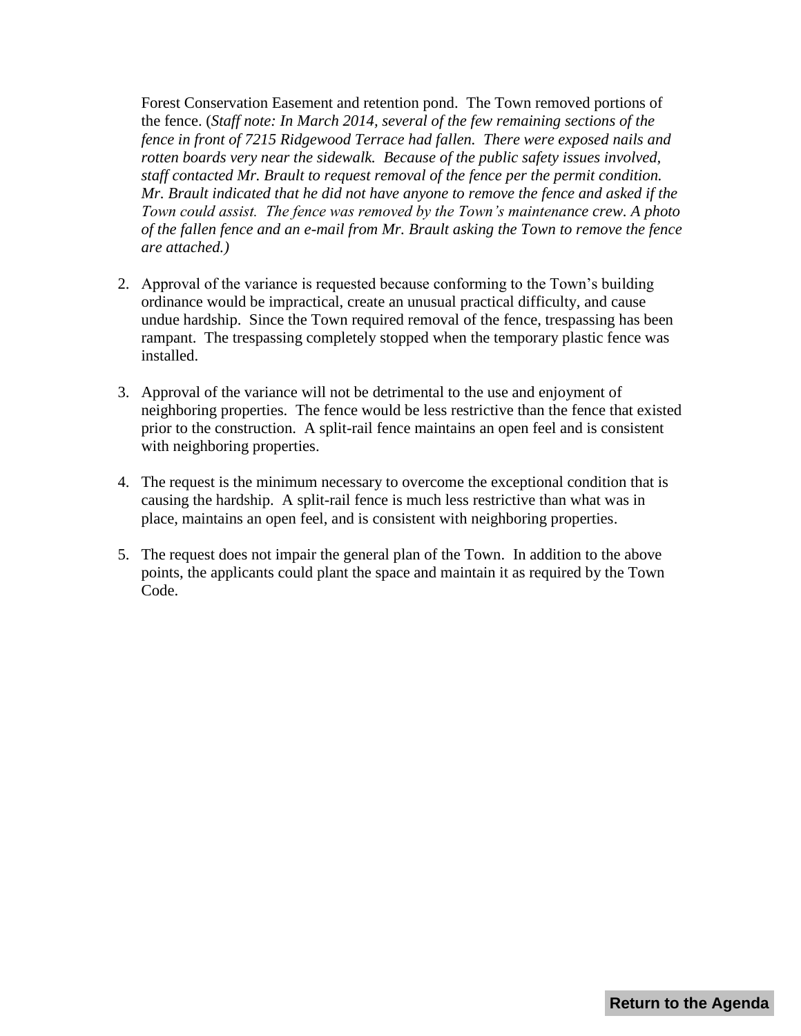Forest Conservation Easement and retention pond. The Town removed portions of the fence. (*Staff note: In March 2014, several of the few remaining sections of the fence in front of 7215 Ridgewood Terrace had fallen. There were exposed nails and rotten boards very near the sidewalk. Because of the public safety issues involved, staff contacted Mr. Brault to request removal of the fence per the permit condition. Mr. Brault indicated that he did not have anyone to remove the fence and asked if the Town could assist. The fence was removed by the Town's maintenance crew. A photo of the fallen fence and an e-mail from Mr. Brault asking the Town to remove the fence are attached.)*

2. Approval of the variance is requested because conforming to the Town's building ordinance would be impractical, create an unusual practical difficulty, and cause undue hardship. Since the Town required removal of the fence, trespassing has been rampant. The trespassing completely stopped when the temporary plastic fence was installed.

3. Approval of the variance will not be detrimental to the use and enjoyment of neighboring properties. The fence would be less restrictive than the fence that existed prior to the construction. A split-rail fence maintains an open feel and is consistent with neighboring properties.

4. The request is the minimum necessary to overcome the exceptional condition that is causing the hardship. A split-rail fence is much less restrictive than what was in place, maintains an open feel, and is consistent with neighboring properties.

5. The request does not impair the general plan of the Town. In addition to the above points, the applicants could plant the space and maintain it as required by the Town Code.

**Return to the Agenda**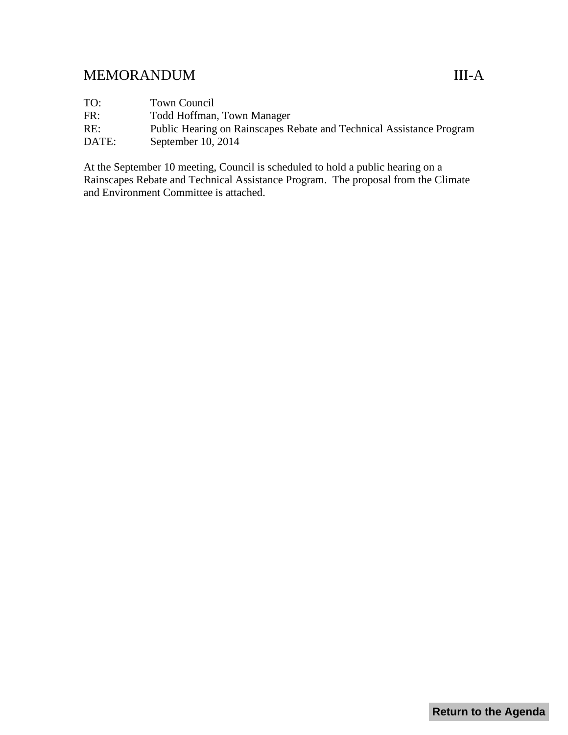# MEMORANDUM III-A

TO: Town Council
FR: Todd Hoffman, Town Manager
RE: Public Hearing on Rainscapes Rebate and Technical Assistance Program
DATE: September 10, 2014

At the September 10 meeting, Council is scheduled to hold a public hearing on a Rainscapes Rebate and Technical Assistance Program. The proposal from the Climate and Environment Committee is attached.

**Return to the Agenda**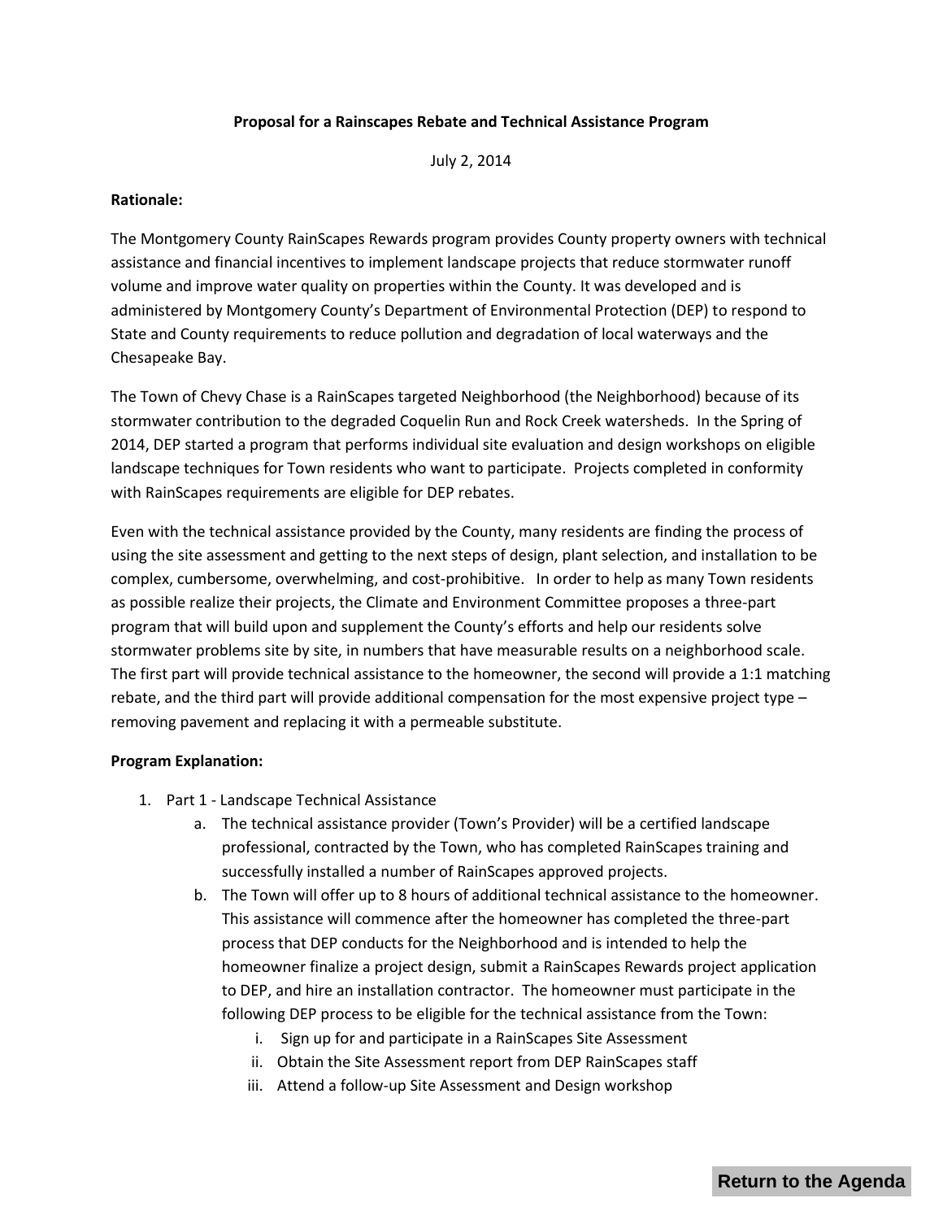**Proposal for a Rainscapes Rebate and Technical Assistance Program**

July 2, 2014

**Rationale:**

The Montgomery County RainScapes Rewards program provides County property owners with technical assistance and financial incentives to implement landscape projects that reduce stormwater runoff volume and improve water quality on properties within the County. It was developed and is administered by Montgomery County's Department of Environmental Protection (DEP) to respond to State and County requirements to reduce pollution and degradation of local waterways and the Chesapeake Bay.

The Town of Chevy Chase is a RainScapes targeted Neighborhood (the Neighborhood) because of its stormwater contribution to the degraded Coquelin Run and Rock Creek watersheds. In the Spring of 2014, DEP started a program that performs individual site evaluation and design workshops on eligible landscape techniques for Town residents who want to participate. Projects completed in conformity with RainScapes requirements are eligible for DEP rebates.

Even with the technical assistance provided by the County, many residents are finding the process of using the site assessment and getting to the next steps of design, plant selection, and installation to be complex, cumbersome, overwhelming, and cost-prohibitive. In order to help as many Town residents as possible realize their projects, the Climate and Environment Committee proposes a three-part program that will build upon and supplement the County's efforts and help our residents solve stormwater problems site by site, in numbers that have measurable results on a neighborhood scale. The first part will provide technical assistance to the homeowner, the second will provide a 1:1 matching rebate, and the third part will provide additional compensation for the most expensive project type – removing pavement and replacing it with a permeable substitute.

**Program Explanation:**

1. Part 1 - Landscape Technical Assistance
    a. The technical assistance provider (Town's Provider) will be a certified landscape professional, contracted by the Town, who has completed RainScapes training and successfully installed a number of RainScapes approved projects.
    b. The Town will offer up to 8 hours of additional technical assistance to the homeowner. This assistance will commence after the homeowner has completed the three-part process that DEP conducts for the Neighborhood and is intended to help the homeowner finalize a project design, submit a RainScapes Rewards project application to DEP, and hire an installation contractor. The homeowner must participate in the following DEP process to be eligible for the technical assistance from the Town:
        i. Sign up for and participate in a RainScapes Site Assessment
        ii. Obtain the Site Assessment report from DEP RainScapes staff
        iii. Attend a follow-up Site Assessment and Design workshop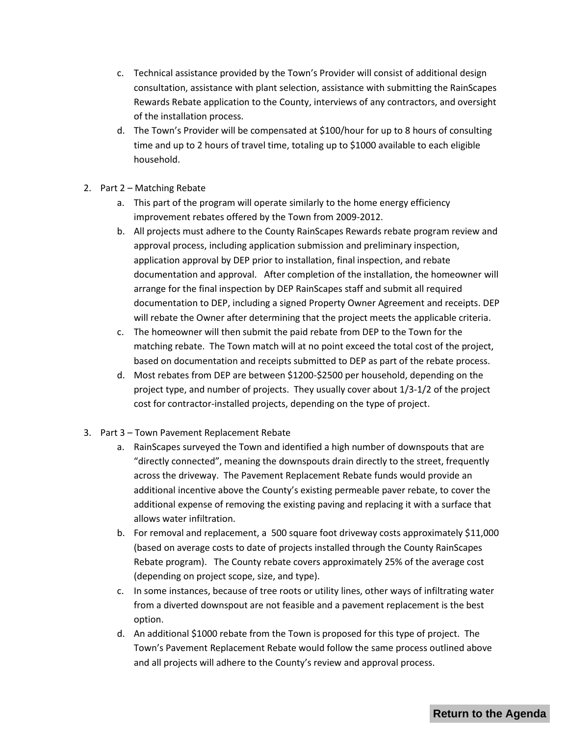c. Technical assistance provided by the Town's Provider will consist of additional design consultation, assistance with plant selection, assistance with submitting the RainScapes Rewards Rebate application to the County, interviews of any contractors, and oversight of the installation process.

d. The Town's Provider will be compensated at $100/hour for up to 8 hours of consulting time and up to 2 hours of travel time, totaling up to $1000 available to each eligible household.

2. Part 2 – Matching Rebate
   a. This part of the program will operate similarly to the home energy efficiency improvement rebates offered by the Town from 2009-2012.
   b. All projects must adhere to the County RainScapes Rewards rebate program review and approval process, including application submission and preliminary inspection, application approval by DEP prior to installation, final inspection, and rebate documentation and approval. After completion of the installation, the homeowner will arrange for the final inspection by DEP RainScapes staff and submit all required documentation to DEP, including a signed Property Owner Agreement and receipts. DEP will rebate the Owner after determining that the project meets the applicable criteria.
   c. The homeowner will then submit the paid rebate from DEP to the Town for the matching rebate. The Town match will at no point exceed the total cost of the project, based on documentation and receipts submitted to DEP as part of the rebate process.
   d. Most rebates from DEP are between $1200-$2500 per household, depending on the project type, and number of projects. They usually cover about 1/3-1/2 of the project cost for contractor-installed projects, depending on the type of project.

3. Part 3 – Town Pavement Replacement Rebate
   a. RainScapes surveyed the Town and identified a high number of downspouts that are "directly connected", meaning the downspouts drain directly to the street, frequently across the driveway. The Pavement Replacement Rebate funds would provide an additional incentive above the County's existing permeable paver rebate, to cover the additional expense of removing the existing paving and replacing it with a surface that allows water infiltration.
   b. For removal and replacement, a 500 square foot driveway costs approximately $11,000 (based on average costs to date of projects installed through the County RainScapes Rebate program). The County rebate covers approximately 25% of the average cost (depending on project scope, size, and type).
   c. In some instances, because of tree roots or utility lines, other ways of infiltrating water from a diverted downspout are not feasible and a pavement replacement is the best option.
   d. An additional $1000 rebate from the Town is proposed for this type of project. The Town's Pavement Replacement Rebate would follow the same process outlined above and all projects will adhere to the County's review and approval process.

**Return to the Agenda**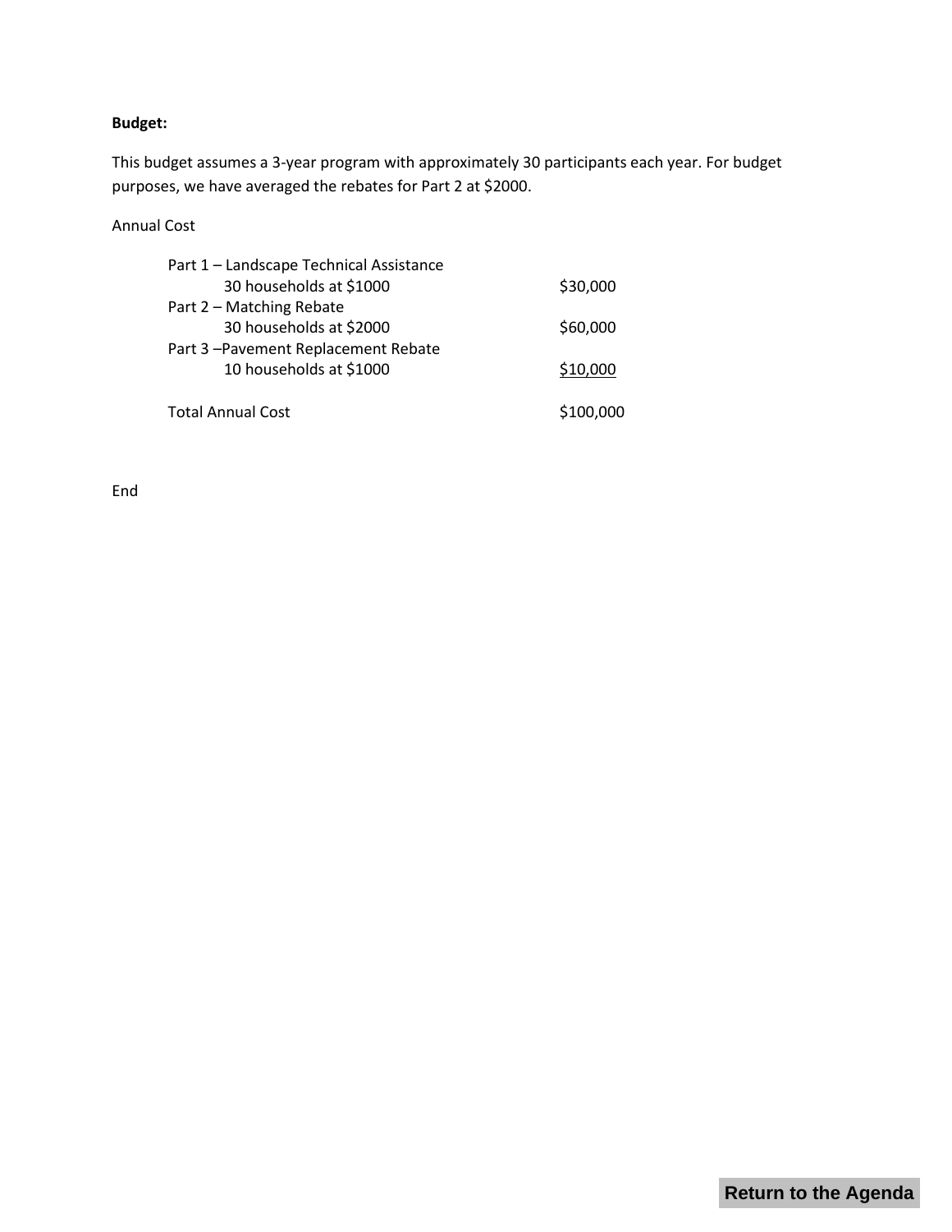**Budget:**

This budget assumes a 3-year program with approximately 30 participants each year. For budget purposes, we have averaged the rebates for Part 2 at $2000.

Annual Cost

| Item | Cost |
|---|---|
| Part 1 – Landscape Technical Assistance | |
| 30 households at $1000 | $30,000 |
| Part 2 – Matching Rebate | |
| 30 households at $2000 | $60,000 |
| Part 3 –Pavement Replacement Rebate | |
| 10 households at $1000 | $10,000 |
| Total Annual Cost | $100,000 |

End

Return to the Agenda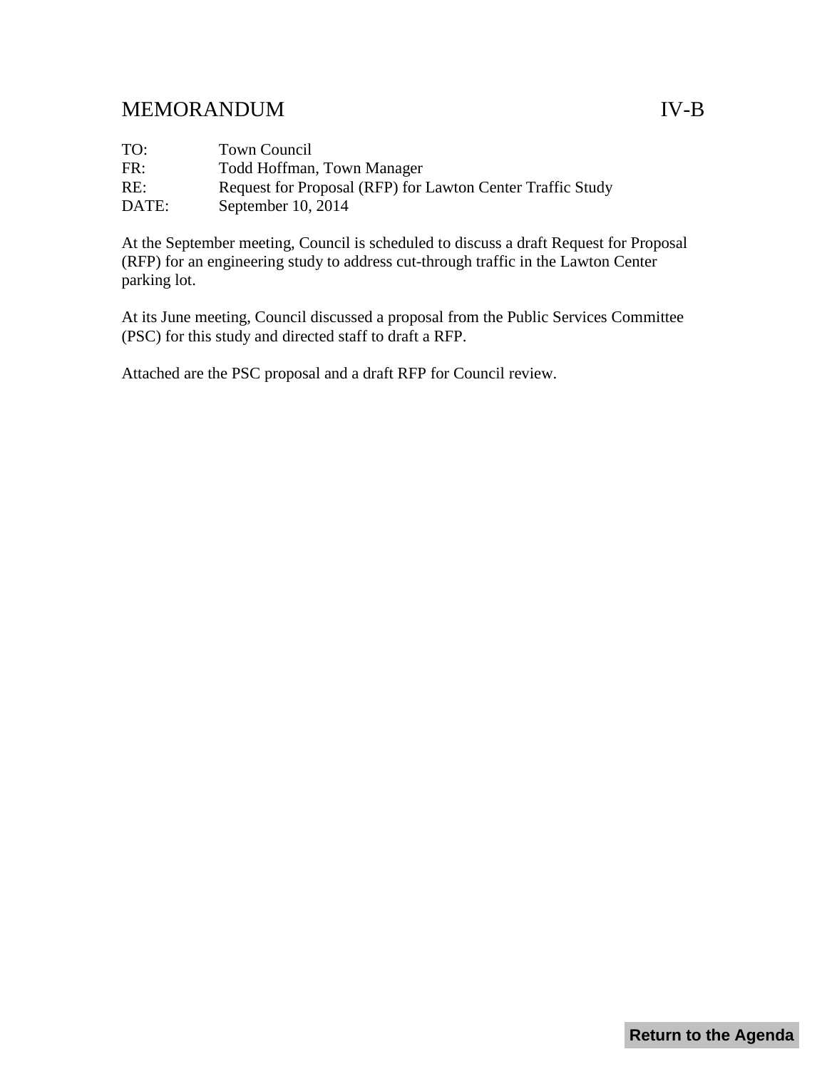# MEMORANDUM IV-B

TO: Town Council
FR: Todd Hoffman, Town Manager
RE: Request for Proposal (RFP) for Lawton Center Traffic Study
DATE: September 10, 2014

At the September meeting, Council is scheduled to discuss a draft Request for Proposal (RFP) for an engineering study to address cut-through traffic in the Lawton Center parking lot.

At its June meeting, Council discussed a proposal from the Public Services Committee (PSC) for this study and directed staff to draft a RFP.

Attached are the PSC proposal and a draft RFP for Council review.

Return to the Agenda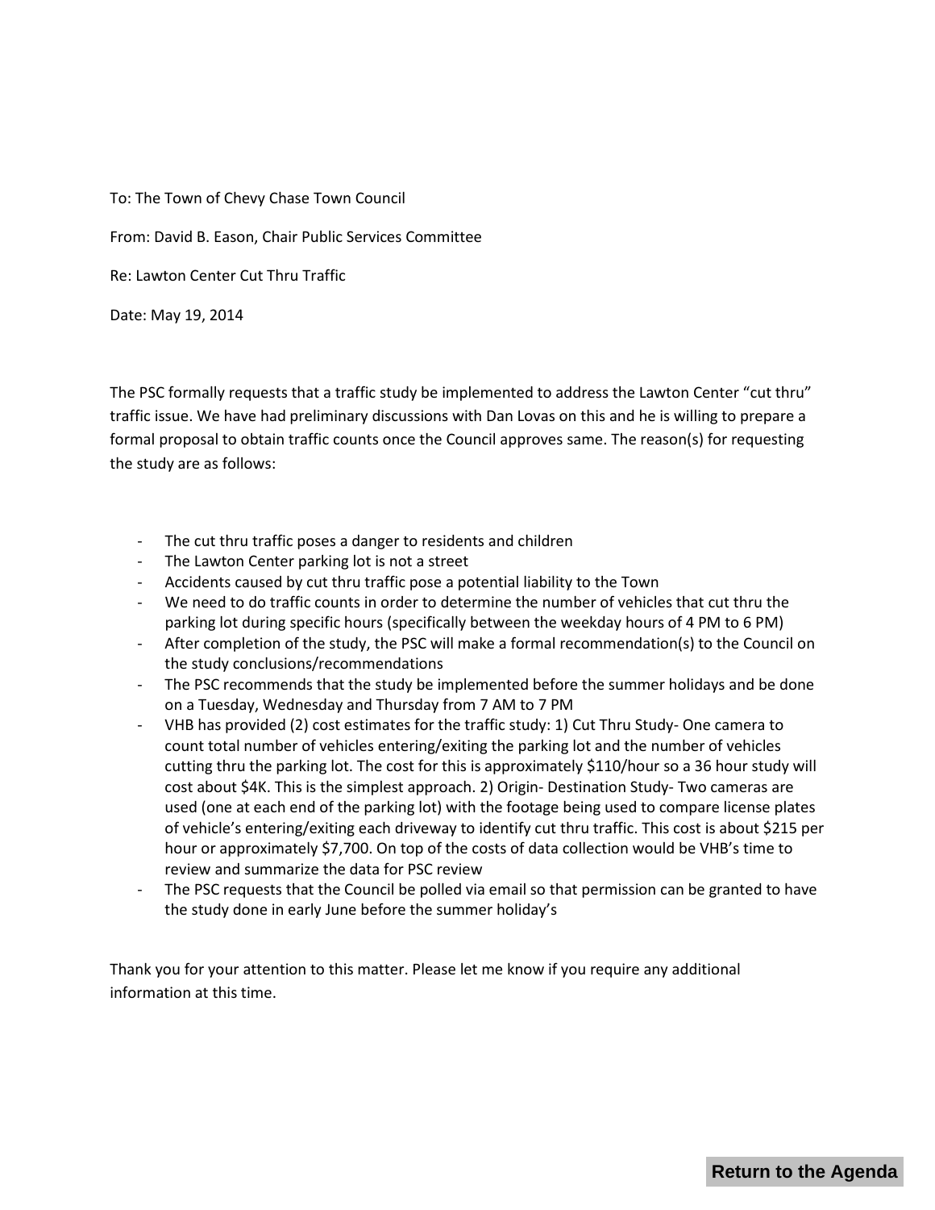To: The Town of Chevy Chase Town Council

From: David B. Eason, Chair Public Services Committee

Re: Lawton Center Cut Thru Traffic

Date: May 19, 2014

The PSC formally requests that a traffic study be implemented to address the Lawton Center "cut thru" traffic issue. We have had preliminary discussions with Dan Lovas on this and he is willing to prepare a formal proposal to obtain traffic counts once the Council approves same. The reason(s) for requesting the study are as follows:

- The cut thru traffic poses a danger to residents and children
- The Lawton Center parking lot is not a street
- Accidents caused by cut thru traffic pose a potential liability to the Town
- We need to do traffic counts in order to determine the number of vehicles that cut thru the parking lot during specific hours (specifically between the weekday hours of 4 PM to 6 PM)
- After completion of the study, the PSC will make a formal recommendation(s) to the Council on the study conclusions/recommendations
- The PSC recommends that the study be implemented before the summer holidays and be done on a Tuesday, Wednesday and Thursday from 7 AM to 7 PM
- VHB has provided (2) cost estimates for the traffic study: 1) Cut Thru Study- One camera to count total number of vehicles entering/exiting the parking lot and the number of vehicles cutting thru the parking lot. The cost for this is approximately $110/hour so a 36 hour study will cost about $4K. This is the simplest approach. 2) Origin- Destination Study- Two cameras are used (one at each end of the parking lot) with the footage being used to compare license plates of vehicle's entering/exiting each driveway to identify cut thru traffic. This cost is about $215 per hour or approximately $7,700. On top of the costs of data collection would be VHB's time to review and summarize the data for PSC review
- The PSC requests that the Council be polled via email so that permission can be granted to have the study done in early June before the summer holiday's

Thank you for your attention to this matter. Please let me know if you require any additional information at this time.

Return to the Agenda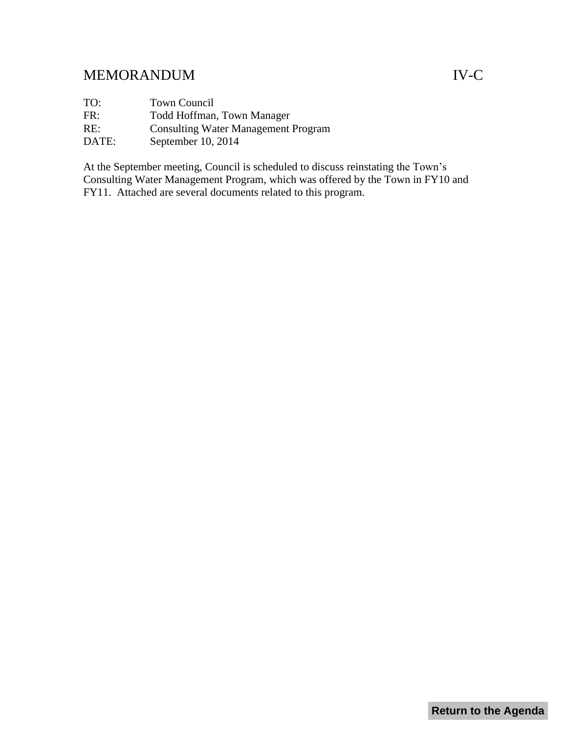# MEMORANDUM IV-C

TO: Town Council
FR: Todd Hoffman, Town Manager
RE: Consulting Water Management Program
DATE: September 10, 2014

At the September meeting, Council is scheduled to discuss reinstating the Town's Consulting Water Management Program, which was offered by the Town in FY10 and FY11. Attached are several documents related to this program.

Return to the Agenda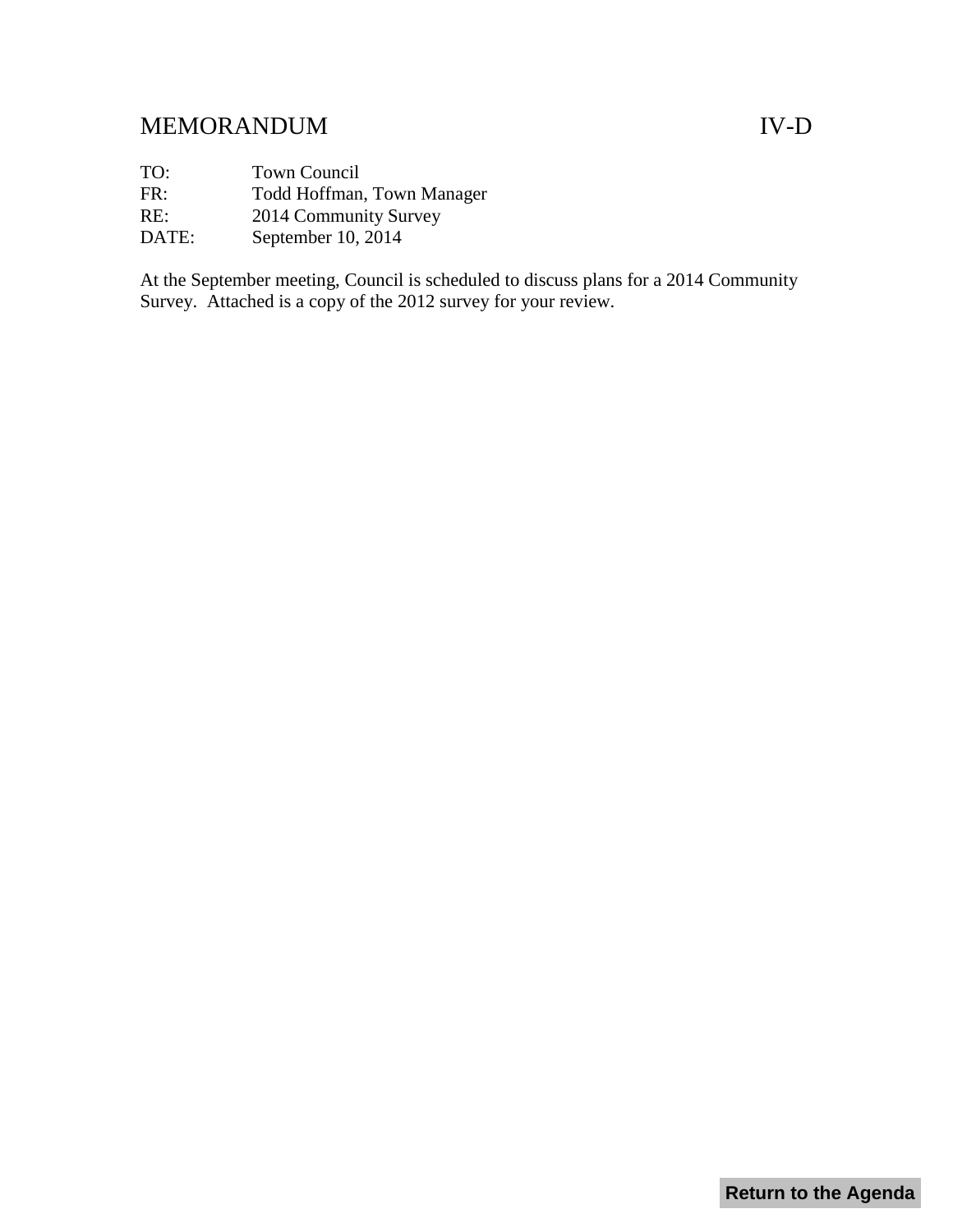# MEMORANDUM IV-D

TO: Town Council
FR: Todd Hoffman, Town Manager
RE: 2014 Community Survey
DATE: September 10, 2014

At the September meeting, Council is scheduled to discuss plans for a 2014 Community Survey. Attached is a copy of the 2012 survey for your review.

Return to the Agenda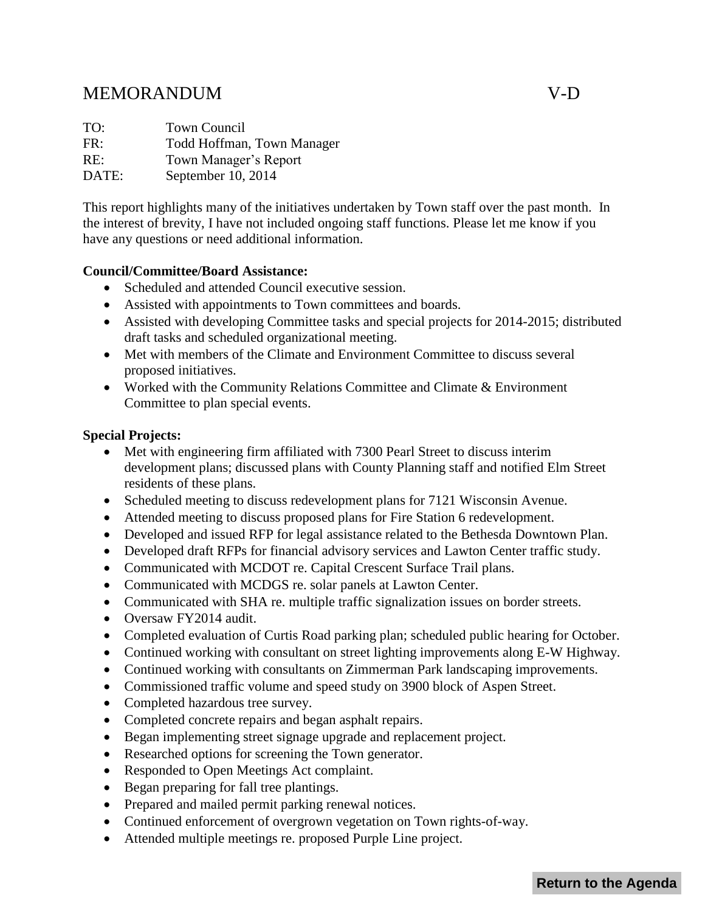# MEMORANDUM V-D

TO: Town Council
FR: Todd Hoffman, Town Manager
RE: Town Manager's Report
DATE: September 10, 2014

This report highlights many of the initiatives undertaken by Town staff over the past month. In the interest of brevity, I have not included ongoing staff functions. Please let me know if you have any questions or need additional information.

**Council/Committee/Board Assistance:**

- Scheduled and attended Council executive session.
- Assisted with appointments to Town committees and boards.
- Assisted with developing Committee tasks and special projects for 2014-2015; distributed draft tasks and scheduled organizational meeting.
- Met with members of the Climate and Environment Committee to discuss several proposed initiatives.
- Worked with the Community Relations Committee and Climate & Environment Committee to plan special events.

**Special Projects:**

- Met with engineering firm affiliated with 7300 Pearl Street to discuss interim development plans; discussed plans with County Planning staff and notified Elm Street residents of these plans.
- Scheduled meeting to discuss redevelopment plans for 7121 Wisconsin Avenue.
- Attended meeting to discuss proposed plans for Fire Station 6 redevelopment.
- Developed and issued RFP for legal assistance related to the Bethesda Downtown Plan.
- Developed draft RFPs for financial advisory services and Lawton Center traffic study.
- Communicated with MCDOT re. Capital Crescent Surface Trail plans.
- Communicated with MCDGS re. solar panels at Lawton Center.
- Communicated with SHA re. multiple traffic signalization issues on border streets.
- Oversaw FY2014 audit.
- Completed evaluation of Curtis Road parking plan; scheduled public hearing for October.
- Continued working with consultant on street lighting improvements along E-W Highway.
- Continued working with consultants on Zimmerman Park landscaping improvements.
- Commissioned traffic volume and speed study on 3900 block of Aspen Street.
- Completed hazardous tree survey.
- Completed concrete repairs and began asphalt repairs.
- Began implementing street signage upgrade and replacement project.
- Researched options for screening the Town generator.
- Responded to Open Meetings Act complaint.
- Began preparing for fall tree plantings.
- Prepared and mailed permit parking renewal notices.
- Continued enforcement of overgrown vegetation on Town rights-of-way.
- Attended multiple meetings re. proposed Purple Line project.

**Return to the Agenda**